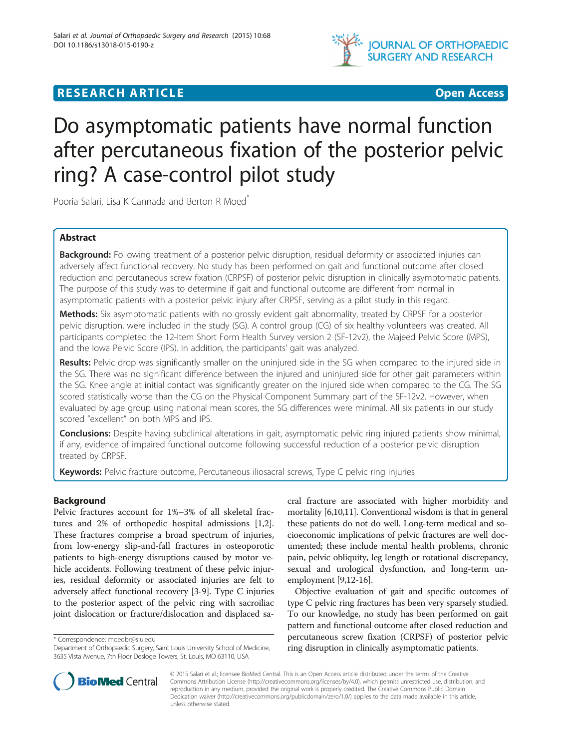**RESEARCH ARTICLE** **Open Access**

# Do asymptomatic patients have normal function after percutaneous fixation of the posterior pelvic ring? A case-control pilot study

Pooria Salari, Lisa K Cannada and Berton R Moed*

## Abstract

**Background:** Following treatment of a posterior pelvic disruption, residual deformity or associated injuries can adversely affect functional recovery. No study has been performed on gait and functional outcome after closed reduction and percutaneous screw fixation (CRPSF) of posterior pelvic disruption in clinically asymptomatic patients. The purpose of this study was to determine if gait and functional outcome are different from normal in asymptomatic patients with a posterior pelvic injury after CRPSF, serving as a pilot study in this regard.

**Methods:** Six asymptomatic patients with no grossly evident gait abnormality, treated by CRPSF for a posterior pelvic disruption, were included in the study (SG). A control group (CG) of six healthy volunteers was created. All participants completed the 12-Item Short Form Health Survey version 2 (SF-12v2), the Majeed Pelvic Score (MPS), and the Iowa Pelvic Score (IPS). In addition, the participants' gait was analyzed.

**Results:** Pelvic drop was significantly smaller on the uninjured side in the SG when compared to the injured side in the SG. There was no significant difference between the injured and uninjured side for other gait parameters within the SG. Knee angle at initial contact was significantly greater on the injured side when compared to the CG. The SG scored statistically worse than the CG on the Physical Component Summary part of the SF-12v2. However, when evaluated by age group using national mean scores, the SG differences were minimal. All six patients in our study scored "excellent" on both MPS and IPS.

**Conclusions:** Despite having subclinical alterations in gait, asymptomatic pelvic ring injured patients show minimal, if any, evidence of impaired functional outcome following successful reduction of a posterior pelvic disruption treated by CRPSF.

**Keywords:** Pelvic fracture outcome, Percutaneous iliosacral screws, Type C pelvic ring injuries

## Background

Pelvic fractures account for 1%–3% of all skeletal fractures and 2% of orthopedic hospital admissions [1,2]. These fractures comprise a broad spectrum of injuries, from low-energy slip-and-fall fractures in osteoporotic patients to high-energy disruptions caused by motor vehicle accidents. Following treatment of these pelvic injuries, residual deformity or associated injuries are felt to adversely affect functional recovery [3-9]. Type C injuries to the posterior aspect of the pelvic ring with sacroiliac joint dislocation or fracture/dislocation and displaced sacral fracture are associated with higher morbidity and mortality [6,10,11]. Conventional wisdom is that in general these patients do not do well. Long-term medical and socioeconomic implications of pelvic fractures are well documented; these include mental health problems, chronic pain, pelvic obliquity, leg length or rotational discrepancy, sexual and urological dysfunction, and long-term unemployment [9,12-16].

Objective evaluation of gait and specific outcomes of type C pelvic ring fractures has been very sparsely studied. To our knowledge, no study has been performed on gait pattern and functional outcome after closed reduction and percutaneous screw fixation (CRPSF) of posterior pelvic ring disruption in clinically asymptomatic patients.

\* Correspondence: moedbr@slu.edu
Department of Orthopaedic Surgery, Saint Louis University School of Medicine, 3635 Vista Avenue, 7th Floor Desloge Towers, St. Louis, MO 63110, USA

© 2015 Salari et al.; licensee BioMed Central. This is an Open Access article distributed under the terms of the Creative Commons Attribution License (http://creativecommons.org/licenses/by/4.0), which permits unrestricted use, distribution, and reproduction in any medium, provided the original work is properly credited. The Creative Commons Public Domain Dedication waiver (http://creativecommons.org/publicdomain/zero/1.0/) applies to the data made available in this article, unless otherwise stated.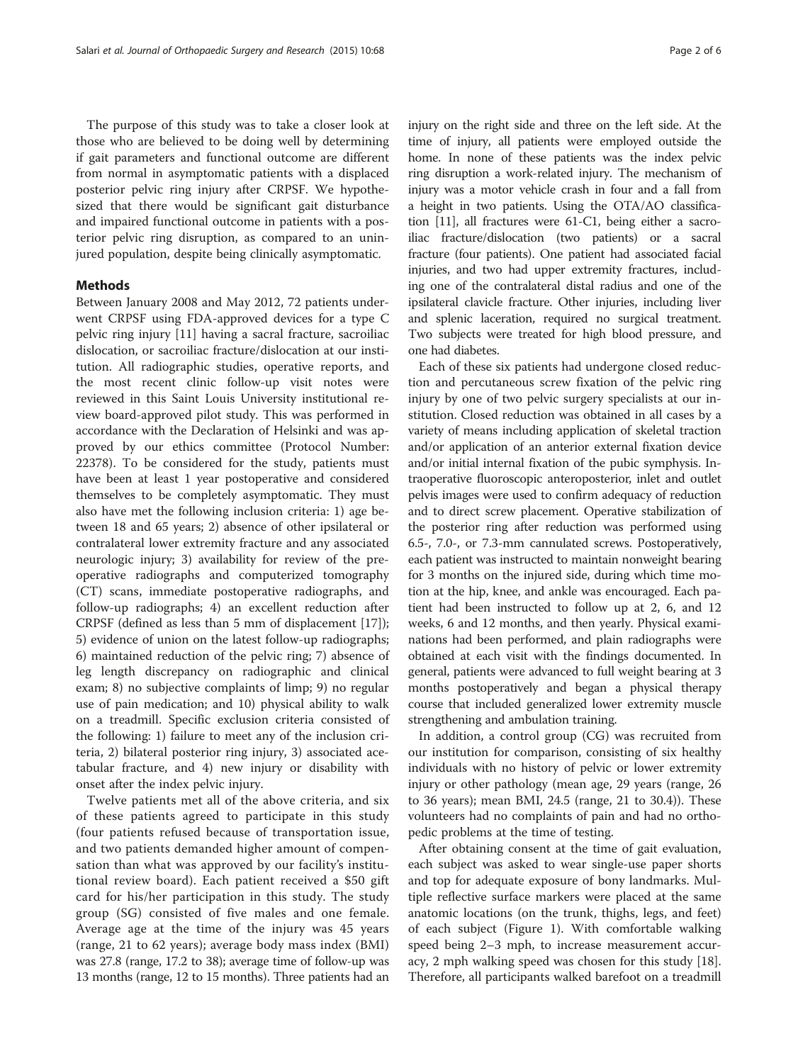The purpose of this study was to take a closer look at those who are believed to be doing well by determining if gait parameters and functional outcome are different from normal in asymptomatic patients with a displaced posterior pelvic ring injury after CRPSF. We hypothesized that there would be significant gait disturbance and impaired functional outcome in patients with a posterior pelvic ring disruption, as compared to an uninjured population, despite being clinically asymptomatic.

## Methods

Between January 2008 and May 2012, 72 patients underwent CRPSF using FDA-approved devices for a type C pelvic ring injury [11] having a sacral fracture, sacroiliac dislocation, or sacroiliac fracture/dislocation at our institution. All radiographic studies, operative reports, and the most recent clinic follow-up visit notes were reviewed in this Saint Louis University institutional review board-approved pilot study. This was performed in accordance with the Declaration of Helsinki and was approved by our ethics committee (Protocol Number: 22378). To be considered for the study, patients must have been at least 1 year postoperative and considered themselves to be completely asymptomatic. They must also have met the following inclusion criteria: 1) age between 18 and 65 years; 2) absence of other ipsilateral or contralateral lower extremity fracture and any associated neurologic injury; 3) availability for review of the preoperative radiographs and computerized tomography (CT) scans, immediate postoperative radiographs, and follow-up radiographs; 4) an excellent reduction after CRPSF (defined as less than 5 mm of displacement [17]); 5) evidence of union on the latest follow-up radiographs; 6) maintained reduction of the pelvic ring; 7) absence of leg length discrepancy on radiographic and clinical exam; 8) no subjective complaints of limp; 9) no regular use of pain medication; and 10) physical ability to walk on a treadmill. Specific exclusion criteria consisted of the following: 1) failure to meet any of the inclusion criteria, 2) bilateral posterior ring injury, 3) associated acetabular fracture, and 4) new injury or disability with onset after the index pelvic injury.

Twelve patients met all of the above criteria, and six of these patients agreed to participate in this study (four patients refused because of transportation issue, and two patients demanded higher amount of compensation than what was approved by our facility's institutional review board). Each patient received a $50 gift card for his/her participation in this study. The study group (SG) consisted of five males and one female. Average age at the time of the injury was 45 years (range, 21 to 62 years); average body mass index (BMI) was 27.8 (range, 17.2 to 38); average time of follow-up was 13 months (range, 12 to 15 months). Three patients had an injury on the right side and three on the left side. At the time of injury, all patients were employed outside the home. In none of these patients was the index pelvic ring disruption a work-related injury. The mechanism of injury was a motor vehicle crash in four and a fall from a height in two patients. Using the OTA/AO classification [11], all fractures were 61-C1, being either a sacroiliac fracture/dislocation (two patients) or a sacral fracture (four patients). One patient had associated facial injuries, and two had upper extremity fractures, including one of the contralateral distal radius and one of the ipsilateral clavicle fracture. Other injuries, including liver and splenic laceration, required no surgical treatment. Two subjects were treated for high blood pressure, and one had diabetes.

Each of these six patients had undergone closed reduction and percutaneous screw fixation of the pelvic ring injury by one of two pelvic surgery specialists at our institution. Closed reduction was obtained in all cases by a variety of means including application of skeletal traction and/or application of an anterior external fixation device and/or initial internal fixation of the pubic symphysis. Intraoperative fluoroscopic anteroposterior, inlet and outlet pelvis images were used to confirm adequacy of reduction and to direct screw placement. Operative stabilization of the posterior ring after reduction was performed using 6.5-, 7.0-, or 7.3-mm cannulated screws. Postoperatively, each patient was instructed to maintain nonweight bearing for 3 months on the injured side, during which time motion at the hip, knee, and ankle was encouraged. Each patient had been instructed to follow up at 2, 6, and 12 weeks, 6 and 12 months, and then yearly. Physical examinations had been performed, and plain radiographs were obtained at each visit with the findings documented. In general, patients were advanced to full weight bearing at 3 months postoperatively and began a physical therapy course that included generalized lower extremity muscle strengthening and ambulation training.

In addition, a control group (CG) was recruited from our institution for comparison, consisting of six healthy individuals with no history of pelvic or lower extremity injury or other pathology (mean age, 29 years (range, 26 to 36 years); mean BMI, 24.5 (range, 21 to 30.4)). These volunteers had no complaints of pain and had no orthopedic problems at the time of testing.

After obtaining consent at the time of gait evaluation, each subject was asked to wear single-use paper shorts and top for adequate exposure of bony landmarks. Multiple reflective surface markers were placed at the same anatomic locations (on the trunk, thighs, legs, and feet) of each subject (Figure 1). With comfortable walking speed being 2–3 mph, to increase measurement accuracy, 2 mph walking speed was chosen for this study [18]. Therefore, all participants walked barefoot on a treadmill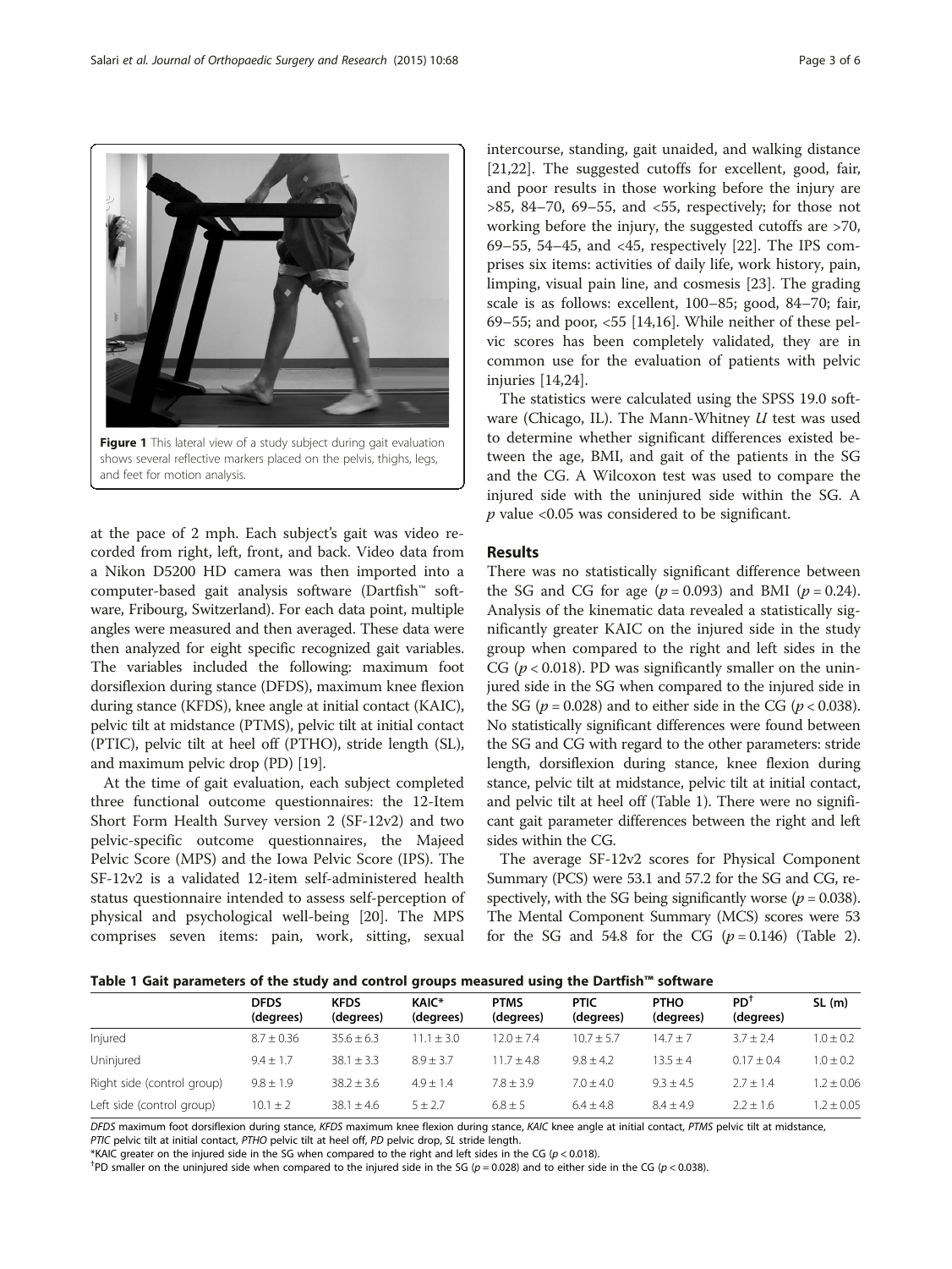Figure 1 This lateral view of a study subject during gait evaluation shows several reflective markers placed on the pelvis, thighs, legs, and feet for motion analysis.

at the pace of 2 mph. Each subject's gait was video recorded from right, left, front, and back. Video data from a Nikon D5200 HD camera was then imported into a computer-based gait analysis software (Dartfish™ software, Fribourg, Switzerland). For each data point, multiple angles were measured and then averaged. These data were then analyzed for eight specific recognized gait variables. The variables included the following: maximum foot dorsiflexion during stance (DFDS), maximum knee flexion during stance (KFDS), knee angle at initial contact (KAIC), pelvic tilt at midstance (PTMS), pelvic tilt at initial contact (PTIC), pelvic tilt at heel off (PTHO), stride length (SL), and maximum pelvic drop (PD) [19].

At the time of gait evaluation, each subject completed three functional outcome questionnaires: the 12-Item Short Form Health Survey version 2 (SF-12v2) and two pelvic-specific outcome questionnaires, the Majeed Pelvic Score (MPS) and the Iowa Pelvic Score (IPS). The SF-12v2 is a validated 12-item self-administered health status questionnaire intended to assess self-perception of physical and psychological well-being [20]. The MPS comprises seven items: pain, work, sitting, sexual intercourse, standing, gait unaided, and walking distance [21,22]. The suggested cutoffs for excellent, good, fair, and poor results in those working before the injury are >85, 84–70, 69–55, and <55, respectively; for those not working before the injury, the suggested cutoffs are >70, 69–55, 54–45, and <45, respectively [22]. The IPS comprises six items: activities of daily life, work history, pain, limping, visual pain line, and cosmesis [23]. The grading scale is as follows: excellent, 100–85; good, 84–70; fair, 69–55; and poor, <55 [14,16]. While neither of these pelvic scores has been completely validated, they are in common use for the evaluation of patients with pelvic injuries [14,24].

The statistics were calculated using the SPSS 19.0 software (Chicago, IL). The Mann-Whitney $U$ test was used to determine whether significant differences existed between the age, BMI, and gait of the patients in the SG and the CG. A Wilcoxon test was used to compare the injured side with the uninjured side within the SG. A $p$ value <0.05 was considered to be significant.

## Results

There was no statistically significant difference between the SG and CG for age ($p = 0.093$) and BMI ($p = 0.24$). Analysis of the kinematic data revealed a statistically significantly greater KAIC on the injured side in the study group when compared to the right and left sides in the CG ($p < 0.018$). PD was significantly smaller on the uninjured side in the SG when compared to the injured side in the SG ($p = 0.028$) and to either side in the CG ($p < 0.038$). No statistically significant differences were found between the SG and CG with regard to the other parameters: stride length, dorsiflexion during stance, knee flexion during stance, pelvic tilt at midstance, pelvic tilt at initial contact, and pelvic tilt at heel off (Table 1). There were no significant gait parameter differences between the right and left sides within the CG.

The average SF-12v2 scores for Physical Component Summary (PCS) were 53.1 and 57.2 for the SG and CG, respectively, with the SG being significantly worse ($p = 0.038$). The Mental Component Summary (MCS) scores were 53 for the SG and 54.8 for the CG ($p = 0.146$) (Table 2).

**Table 1 Gait parameters of the study and control groups measured using the Dartfish™ software**

| | DFDS (degrees) | KFDS (degrees) | KAIC* (degrees) | PTMS (degrees) | PTIC (degrees) | PTHO (degrees) | PD[†] (degrees) | SL (m) |
|---|---|---|---|---|---|---|---|---|
| Injured | 8.7 ± 0.36 | 35.6 ± 6.3 | 11.1 ± 3.0 | 12.0 ± 7.4 | 10.7 ± 5.7 | 14.7 ± 7 | 3.7 ± 2.4 | 1.0 ± 0.2 |
| Uninjured | 9.4 ± 1.7 | 38.1 ± 3.3 | 8.9 ± 3.7 | 11.7 ± 4.8 | 9.8 ± 4.2 | 13.5 ± 4 | 0.17 ± 0.4 | 1.0 ± 0.2 |
| Right side (control group) | 9.8 ± 1.9 | 38.2 ± 3.6 | 4.9 ± 1.4 | 7.8 ± 3.9 | 7.0 ± 4.0 | 9.3 ± 4.5 | 2.7 ± 1.4 | 1.2 ± 0.06 |
| Left side (control group) | 10.1 ± 2 | 38.1 ± 4.6 | 5 ± 2.7 | 6.8 ± 5 | 6.4 ± 4.8 | 8.4 ± 4.9 | 2.2 ± 1.6 | 1.2 ± 0.05 |

*DFDS* maximum foot dorsiflexion during stance, *KFDS* maximum knee flexion during stance, *KAIC* knee angle at initial contact, *PTMS* pelvic tilt at midstance, *PTIC* pelvic tilt at initial contact, *PTHO* pelvic tilt at heel off, *PD* pelvic drop, *SL* stride length.
*KAIC greater on the injured side in the SG when compared to the right and left sides in the CG ($p < 0.018$).
[†]PD smaller on the uninjured side when compared to the injured side in the SG ($p = 0.028$) and to either side in the CG ($p < 0.038$).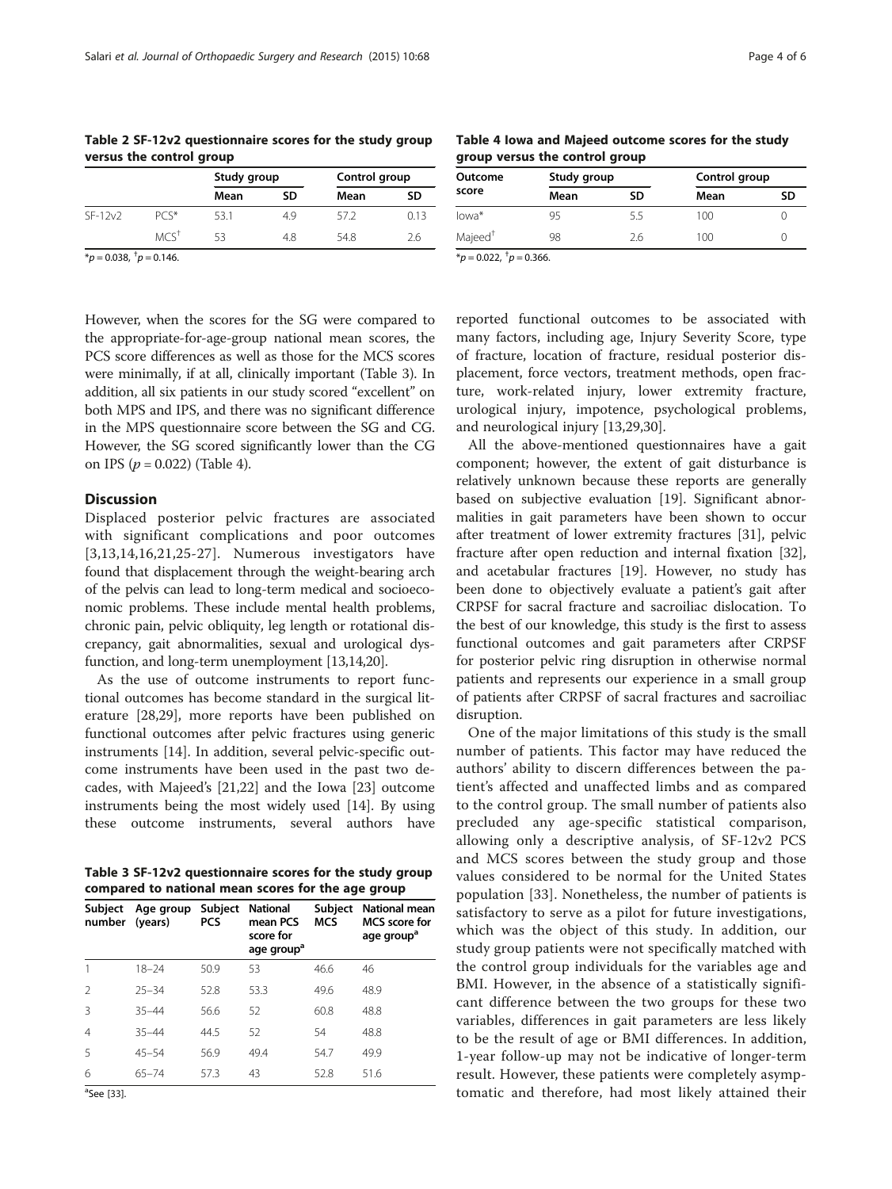**Table 2 SF-12v2 questionnaire scores for the study group versus the control group**

| | | Study group | | Control group | |
|---|---|---|---|---|---|
| | | Mean | SD | Mean | SD |
| SF-12v2 | PCS* | 53.1 | 4.9 | 57.2 | 0.13 |
| | MCS† | 53 | 4.8 | 54.8 | 2.6 |

*$p = 0.038$, †$p = 0.146$.

**Table 4 Iowa and Majeed outcome scores for the study group versus the control group**

| Outcome score | Study group | | Control group | |
|---|---|---|---|---|
| | Mean | SD | Mean | SD |
| Iowa* | 95 | 5.5 | 100 | 0 |
| Majeed† | 98 | 2.6 | 100 | 0 |

*$p = 0.022$, †$p = 0.366$.

However, when the scores for the SG were compared to the appropriate-for-age-group national mean scores, the PCS score differences as well as those for the MCS scores were minimally, if at all, clinically important (Table 3). In addition, all six patients in our study scored "excellent" on both MPS and IPS, and there was no significant difference in the MPS questionnaire score between the SG and CG. However, the SG scored significantly lower than the CG on IPS ($p = 0.022$) (Table 4).

## Discussion

Displaced posterior pelvic fractures are associated with significant complications and poor outcomes [3,13,14,16,21,25-27]. Numerous investigators have found that displacement through the weight-bearing arch of the pelvis can lead to long-term medical and socioeconomic problems. These include mental health problems, chronic pain, pelvic obliquity, leg length or rotational discrepancy, gait abnormalities, sexual and urological dysfunction, and long-term unemployment [13,14,20].

As the use of outcome instruments to report functional outcomes has become standard in the surgical literature [28,29], more reports have been published on functional outcomes after pelvic fractures using generic instruments [14]. In addition, several pelvic-specific outcome instruments have been used in the past two decades, with Majeed's [21,22] and the Iowa [23] outcome instruments being the most widely used [14]. By using these outcome instruments, several authors have reported functional outcomes to be associated with many factors, including age, Injury Severity Score, type of fracture, location of fracture, residual posterior displacement, force vectors, treatment methods, open fracture, work-related injury, lower extremity fracture, urological injury, impotence, psychological problems, and neurological injury [13,29,30].

**Table 3 SF-12v2 questionnaire scores for the study group compared to national mean scores for the age group**

| Subject number | Age group (years) | Subject PCS | National mean PCS score for age group[a] | Subject MCS | National mean MCS score for age group[a] |
|---|---|---|---|---|---|
| 1 | 18–24 | 50.9 | 53 | 46.6 | 46 |
| 2 | 25–34 | 52.8 | 53.3 | 49.6 | 48.9 |
| 3 | 35–44 | 56.6 | 52 | 60.8 | 48.8 |
| 4 | 35–44 | 44.5 | 52 | 54 | 48.8 |
| 5 | 45–54 | 56.9 | 49.4 | 54.7 | 49.9 |
| 6 | 65–74 | 57.3 | 43 | 52.8 | 51.6 |

[a]See [33].

All the above-mentioned questionnaires have a gait component; however, the extent of gait disturbance is relatively unknown because these reports are generally based on subjective evaluation [19]. Significant abnormalities in gait parameters have been shown to occur after treatment of lower extremity fractures [31], pelvic fracture after open reduction and internal fixation [32], and acetabular fractures [19]. However, no study has been done to objectively evaluate a patient's gait after CRPSF for sacral fracture and sacroiliac dislocation. To the best of our knowledge, this study is the first to assess functional outcomes and gait parameters after CRPSF for posterior pelvic ring disruption in otherwise normal patients and represents our experience in a small group of patients after CRPSF of sacral fractures and sacroiliac disruption.

One of the major limitations of this study is the small number of patients. This factor may have reduced the authors' ability to discern differences between the patient's affected and unaffected limbs and as compared to the control group. The small number of patients also precluded any age-specific statistical comparison, allowing only a descriptive analysis, of SF-12v2 PCS and MCS scores between the study group and those values considered to be normal for the United States population [33]. Nonetheless, the number of patients is satisfactory to serve as a pilot for future investigations, which was the object of this study. In addition, our study group patients were not specifically matched with the control group individuals for the variables age and BMI. However, in the absence of a statistically significant difference between the two groups for these two variables, differences in gait parameters are less likely to be the result of age or BMI differences. In addition, 1-year follow-up may not be indicative of longer-term result. However, these patients were completely asymptomatic and therefore, had most likely attained their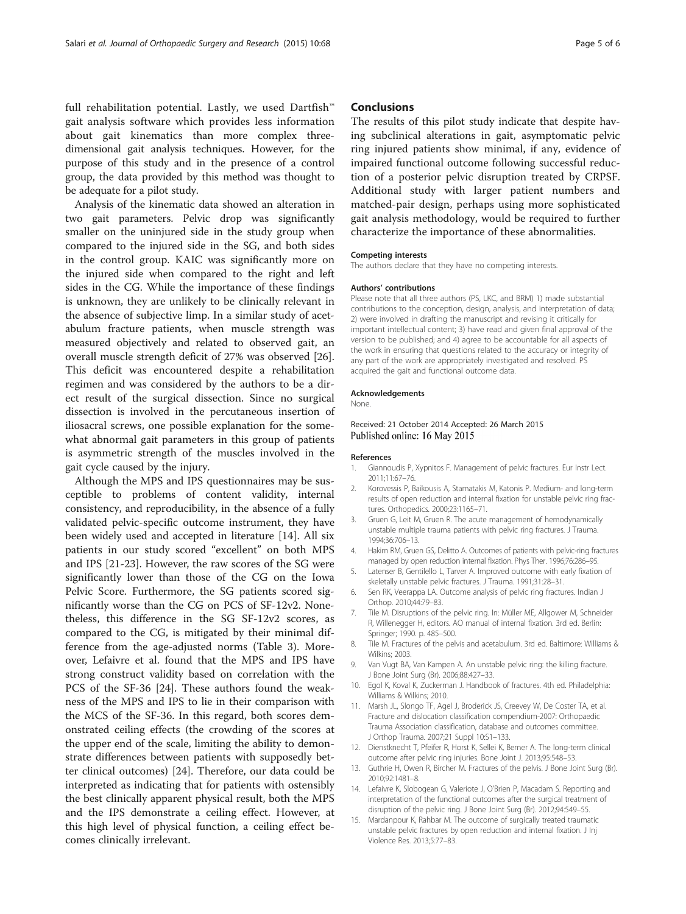full rehabilitation potential. Lastly, we used Dartfish™ gait analysis software which provides less information about gait kinematics than more complex three-dimensional gait analysis techniques. However, for the purpose of this study and in the presence of a control group, the data provided by this method was thought to be adequate for a pilot study.

Analysis of the kinematic data showed an alteration in two gait parameters. Pelvic drop was significantly smaller on the uninjured side in the study group when compared to the injured side in the SG, and both sides in the control group. KAIC was significantly more on the injured side when compared to the right and left sides in the CG. While the importance of these findings is unknown, they are unlikely to be clinically relevant in the absence of subjective limp. In a similar study of acetabulum fracture patients, when muscle strength was measured objectively and related to observed gait, an overall muscle strength deficit of 27% was observed [26]. This deficit was encountered despite a rehabilitation regimen and was considered by the authors to be a direct result of the surgical dissection. Since no surgical dissection is involved in the percutaneous insertion of iliosacral screws, one possible explanation for the somewhat abnormal gait parameters in this group of patients is asymmetric strength of the muscles involved in the gait cycle caused by the injury.

Although the MPS and IPS questionnaires may be susceptible to problems of content validity, internal consistency, and reproducibility, in the absence of a fully validated pelvic-specific outcome instrument, they have been widely used and accepted in literature [14]. All six patients in our study scored "excellent" on both MPS and IPS [21-23]. However, the raw scores of the SG were significantly lower than those of the CG on the Iowa Pelvic Score. Furthermore, the SG patients scored significantly worse than the CG on PCS of SF-12v2. Nonetheless, this difference in the SG SF-12v2 scores, as compared to the CG, is mitigated by their minimal difference from the age-adjusted norms (Table 3). Moreover, Lefaivre et al. found that the MPS and IPS have strong construct validity based on correlation with the PCS of the SF-36 [24]. These authors found the weakness of the MPS and IPS to lie in their comparison with the MCS of the SF-36. In this regard, both scores demonstrated ceiling effects (the crowding of the scores at the upper end of the scale, limiting the ability to demonstrate differences between patients with supposedly better clinical outcomes) [24]. Therefore, our data could be interpreted as indicating that for patients with ostensibly the best clinically apparent physical result, both the MPS and the IPS demonstrate a ceiling effect. However, at this high level of physical function, a ceiling effect becomes clinically irrelevant.

## Conclusions

The results of this pilot study indicate that despite having subclinical alterations in gait, asymptomatic pelvic ring injured patients show minimal, if any, evidence of impaired functional outcome following successful reduction of a posterior pelvic disruption treated by CRPSF. Additional study with larger patient numbers and matched-pair design, perhaps using more sophisticated gait analysis methodology, would be required to further characterize the importance of these abnormalities.

#### Competing interests

The authors declare that they have no competing interests.

#### Authors' contributions

Please note that all three authors (PS, LKC, and BRM) 1) made substantial contributions to the conception, design, analysis, and interpretation of data; 2) were involved in drafting the manuscript and revising it critically for important intellectual content; 3) have read and given final approval of the version to be published; and 4) agree to be accountable for all aspects of the work in ensuring that questions related to the accuracy or integrity of any part of the work are appropriately investigated and resolved. PS acquired the gait and functional outcome data.

#### Acknowledgements

None.

Received: 21 October 2014 Accepted: 26 March 2015
Published online: 16 May 2015

#### References

1. Giannoudis P, Xypnitos F. Management of pelvic fractures. Eur Instr Lect. 2011;11:67–76.
2. Korovessis P, Baikousis A, Stamatakis M, Katonis P. Medium- and long-term results of open reduction and internal fixation for unstable pelvic ring fractures. Orthopedics. 2000;23:1165–71.
3. Gruen G, Leit M, Gruen R. The acute management of hemodynamically unstable multiple trauma patients with pelvic ring fractures. J Trauma. 1994;36:706–13.
4. Hakim RM, Gruen GS, Delitto A. Outcomes of patients with pelvic-ring fractures managed by open reduction internal fixation. Phys Ther. 1996;76:286–95.
5. Latenser B, Gentilello L, Tarver A. Improved outcome with early fixation of skeletally unstable pelvic fractures. J Trauma. 1991;31:28–31.
6. Sen RK, Veerappa LA. Outcome analysis of pelvic ring fractures. Indian J Orthop. 2010;44:79–83.
7. Tile M. Disruptions of the pelvic ring. In: Müller ME, Allgower M, Schneider R, Willenegger H, editors. AO manual of internal fixation. 3rd ed. Berlin: Springer; 1990. p. 485–500.
8. Tile M. Fractures of the pelvis and acetabulum. 3rd ed. Baltimore: Williams & Wilkins; 2003.
9. Van Vugt BA, Van Kampen A. An unstable pelvic ring: the killing fracture. J Bone Joint Surg (Br). 2006;88:427–33.
10. Egol K, Koval K, Zuckerman J. Handbook of fractures. 4th ed. Philadelphia: Williams & Wilkins; 2010.
11. Marsh JL, Slongo TF, Agel J, Broderick JS, Creevey W, De Coster TA, et al. Fracture and dislocation classification compendium-2007: Orthopaedic Trauma Association classification, database and outcomes committee. J Orthop Trauma. 2007;21 Suppl 10:S1–133.
12. Dienstknecht T, Pfeifer R, Horst K, Sellei K, Berner A. The long-term clinical outcome after pelvic ring injuries. Bone Joint J. 2013;95:548–53.
13. Guthrie H, Owen R, Bircher M. Fractures of the pelvis. J Bone Joint Surg (Br). 2010;92:1481–8.
14. Lefaivre K, Slobogean G, Valeriote J, O'Brien P, Macadam S. Reporting and interpretation of the functional outcomes after the surgical treatment of disruption of the pelvic ring. J Bone Joint Surg (Br). 2012;94:549–55.
15. Mardanpour K, Rahbar M. The outcome of surgically treated traumatic unstable pelvic fractures by open reduction and internal fixation. J Inj Violence Res. 2013;5:77–83.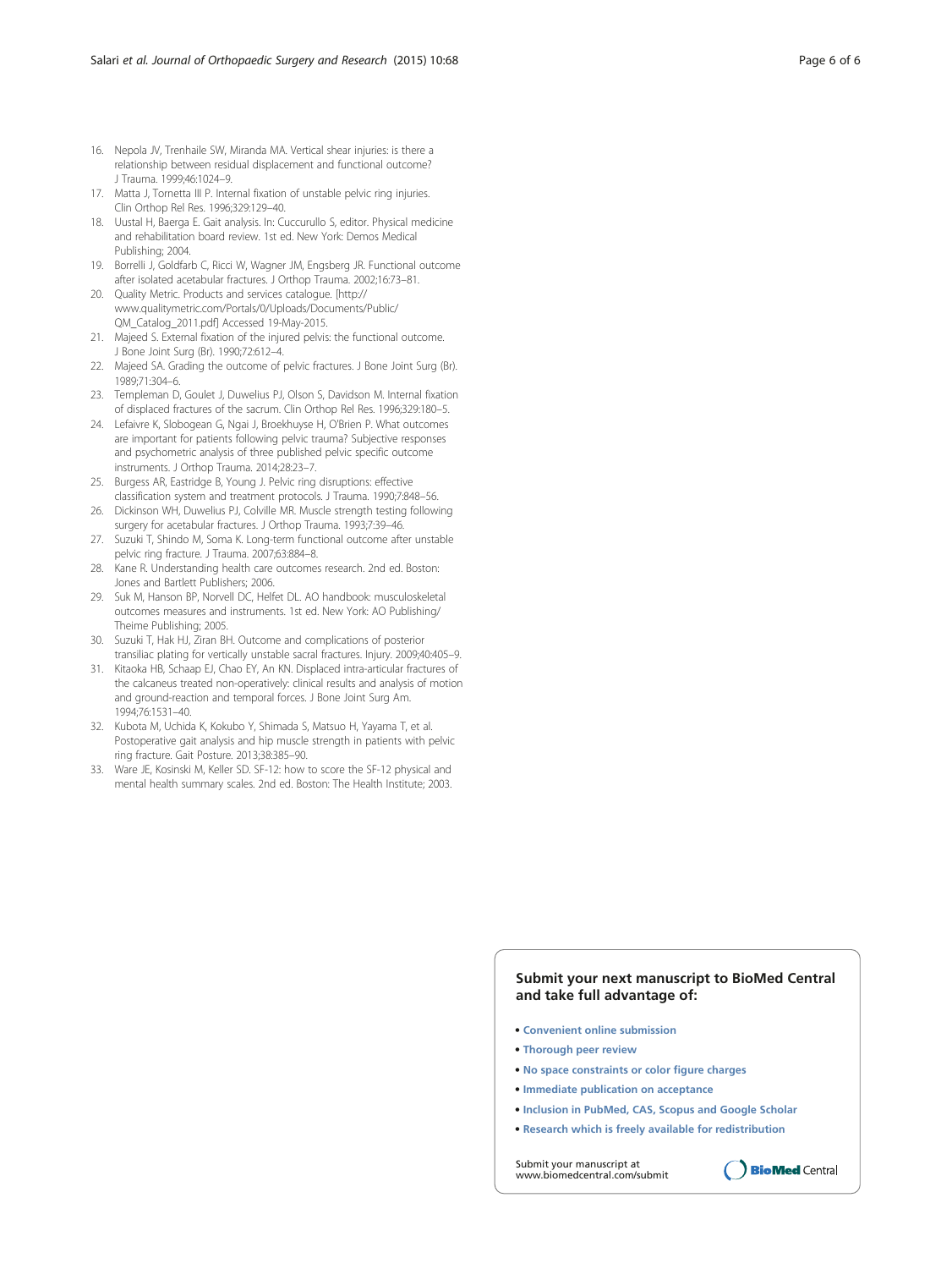16. Nepola JV, Trenhaile SW, Miranda MA. Vertical shear injuries: is there a relationship between residual displacement and functional outcome? J Trauma. 1999;46:1024–9.
17. Matta J, Tornetta III P. Internal fixation of unstable pelvic ring injuries. Clin Orthop Rel Res. 1996;329:129–40.
18. Uustal H, Baerga E. Gait analysis. In: Cuccurullo S, editor. Physical medicine and rehabilitation board review. 1st ed. New York: Demos Medical Publishing; 2004.
19. Borrelli J, Goldfarb C, Ricci W, Wagner JM, Engsberg JR. Functional outcome after isolated acetabular fractures. J Orthop Trauma. 2002;16:73–81.
20. Quality Metric. Products and services catalogue. [http://www.qualitymetric.com/Portals/0/Uploads/Documents/Public/QM_Catalog_2011.pdf] Accessed 19-May-2015.
21. Majeed S. External fixation of the injured pelvis: the functional outcome. J Bone Joint Surg (Br). 1990;72:612–4.
22. Majeed SA. Grading the outcome of pelvic fractures. J Bone Joint Surg (Br). 1989;71:304–6.
23. Templeman D, Goulet J, Duwelius PJ, Olson S, Davidson M. Internal fixation of displaced fractures of the sacrum. Clin Orthop Rel Res. 1996;329:180–5.
24. Lefaivre K, Slobogean G, Ngai J, Broekhuyse H, O'Brien P. What outcomes are important for patients following pelvic trauma? Subjective responses and psychometric analysis of three published pelvic specific outcome instruments. J Orthop Trauma. 2014;28:23–7.
25. Burgess AR, Eastridge B, Young J. Pelvic ring disruptions: effective classification system and treatment protocols. J Trauma. 1990;7:848–56.
26. Dickinson WH, Duwelius PJ, Colville MR. Muscle strength testing following surgery for acetabular fractures. J Orthop Trauma. 1993;7:39–46.
27. Suzuki T, Shindo M, Soma K. Long-term functional outcome after unstable pelvic ring fracture. J Trauma. 2007;63:884–8.
28. Kane R. Understanding health care outcomes research. 2nd ed. Boston: Jones and Bartlett Publishers; 2006.
29. Suk M, Hanson BP, Norvell DC, Helfet DL. AO handbook: musculoskeletal outcomes measures and instruments. 1st ed. New York: AO Publishing/Theime Publishing; 2005.
30. Suzuki T, Hak HJ, Ziran BH. Outcome and complications of posterior transiliac plating for vertically unstable sacral fractures. Injury. 2009;40:405–9.
31. Kitaoka HB, Schaap EJ, Chao EY, An KN. Displaced intra-articular fractures of the calcaneus treated non-operatively: clinical results and analysis of motion and ground-reaction and temporal forces. J Bone Joint Surg Am. 1994;76:1531–40.
32. Kubota M, Uchida K, Kokubo Y, Shimada S, Matsuo H, Yayama T, et al. Postoperative gait analysis and hip muscle strength in patients with pelvic ring fracture. Gait Posture. 2013;38:385–90.
33. Ware JE, Kosinski M, Keller SD. SF-12: how to score the SF-12 physical and mental health summary scales. 2nd ed. Boston: The Health Institute; 2003.

**Submit your next manuscript to BioMed Central and take full advantage of:**

- **Convenient online submission**
- **Thorough peer review**
- **No space constraints or color figure charges**
- **Immediate publication on acceptance**
- **Inclusion in PubMed, CAS, Scopus and Google Scholar**
- **Research which is freely available for redistribution**

Submit your manuscript at
www.biomedcentral.com/submit

BioMed Central